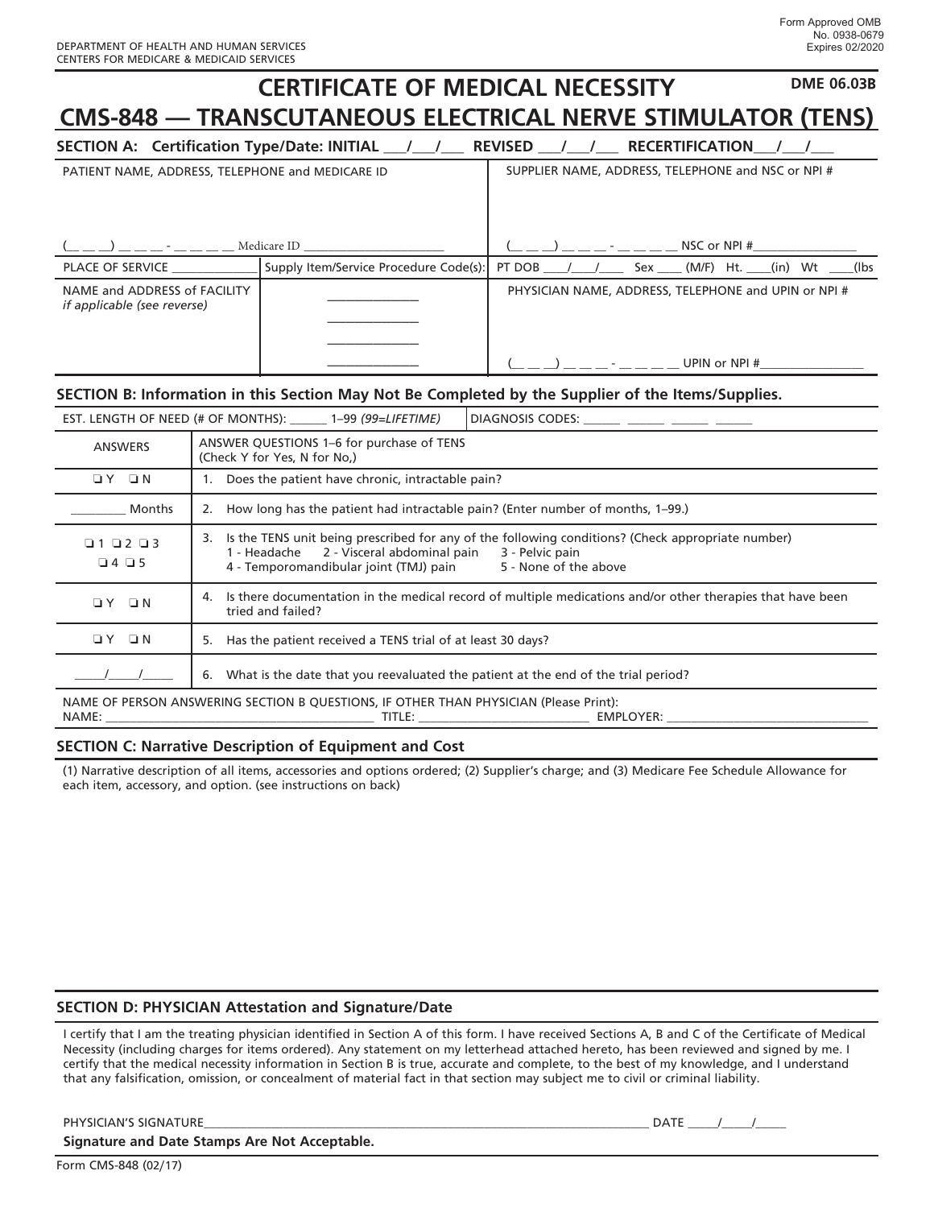DEPARTMENT OF HEALTH AND HUMAN SERVICES
CENTERS FOR MEDICARE & MEDICAID SERVICES

Form Approved OMB No. 0938-0679 Expires 02/2020

# CERTIFICATE OF MEDICAL NECESSITY

**DME 06.03B**

# CMS-848 — TRANSCUTANEOUS ELECTRICAL NERVE STIMULATOR (TENS)

**SECTION A: Certification Type/Date: INITIAL \_\_\_/\_\_\_/\_\_\_ REVISED \_\_\_/\_\_\_/\_\_\_ RECERTIFICATION\_\_\_/\_\_\_/\_\_\_**

| PATIENT NAME, ADDRESS, TELEPHONE and MEDICARE ID | | SUPPLIER NAME, ADDRESS, TELEPHONE and NSC or NPI # |
|---|---|---|
| (\_\_ \_\_ \_\_) \_\_ \_\_ \_\_ - \_\_ \_\_ \_\_ \_\_ Medicare ID \_\_\_\_\_\_\_\_\_\_\_\_\_\_\_\_\_\_\_\_\_\_ | | (\_\_ \_\_ \_\_) \_\_ \_\_ \_\_ - \_\_ \_\_ \_\_ \_\_ NSC or NPI #\_\_\_\_\_\_\_\_\_\_\_\_\_\_\_ |
| PLACE OF SERVICE \_\_\_\_\_\_\_\_\_\_\_\_ | Supply Item/Service Procedure Code(s): | PT DOB \_\_\_\_/\_\_\_\_/\_\_\_\_ Sex \_\_\_\_ (M/F) Ht. \_\_\_\_(in) Wt \_\_\_\_(lbs |
| NAME and ADDRESS of FACILITY *if applicable (see reverse)* | \_\_\_\_\_\_\_\_\_\_\_\_\_\_ \_\_\_\_\_\_\_\_\_\_\_\_\_\_ \_\_\_\_\_\_\_\_\_\_\_\_\_\_ \_\_\_\_\_\_\_\_\_\_\_\_\_\_ | PHYSICIAN NAME, ADDRESS, TELEPHONE and UPIN or NPI # (\_\_ \_\_ \_\_) \_\_ \_\_ \_\_ - \_\_ \_\_ \_\_ \_\_ UPIN or NPI #\_\_\_\_\_\_\_\_\_\_\_\_\_\_\_\_ |

**SECTION B: Information in this Section May Not Be Completed by the Supplier of the Items/Supplies.**

EST. LENGTH OF NEED (# OF MONTHS): \_\_\_\_\_\_ 1–99 *(99=LIFETIME)* | DIAGNOSIS CODES: \_\_\_\_\_\_ \_\_\_\_\_\_ \_\_\_\_\_\_ \_\_\_\_\_\_

| ANSWERS | ANSWER QUESTIONS 1–6 for purchase of TENS (Check Y for Yes, N for No,) |
|---|---|
| ❏ Y ❏ N | 1. Does the patient have chronic, intractable pain? |
| \_\_\_\_\_\_\_\_\_ Months | 2. How long has the patient had intractable pain? (Enter number of months, 1–99.) |
| ❏ 1 ❏ 2 ❏ 3 ❏ 4 ❏ 5 | 3. Is the TENS unit being prescribed for any of the following conditions? (Check appropriate number) 1 - Headache 2 - Visceral abdominal pain 3 - Pelvic pain 4 - Temporomandibular joint (TMJ) pain 5 - None of the above |
| ❏ Y ❏ N | 4. Is there documentation in the medical record of multiple medications and/or other therapies that have been tried and failed? |
| ❏ Y ❏ N | 5. Has the patient received a TENS trial of at least 30 days? |
| \_\_\_\_\_/\_\_\_\_\_/\_\_\_\_\_ | 6. What is the date that you reevaluated the patient at the end of the trial period? |

NAME OF PERSON ANSWERING SECTION B QUESTIONS, IF OTHER THAN PHYSICIAN (Please Print):
NAME: \_\_\_\_\_\_\_\_\_\_\_\_\_\_\_\_\_\_\_\_\_\_\_\_\_\_\_\_\_\_\_\_\_\_\_\_\_\_\_\_\_\_ TITLE: \_\_\_\_\_\_\_\_\_\_\_\_\_\_\_\_\_\_\_\_\_\_\_\_\_\_ EMPLOYER: \_\_\_\_\_\_\_\_\_\_\_\_\_\_\_\_\_\_\_\_\_\_\_\_\_\_\_\_\_\_\_\_

**SECTION C: Narrative Description of Equipment and Cost**

(1) Narrative description of all items, accessories and options ordered; (2) Supplier's charge; and (3) Medicare Fee Schedule Allowance for each item, accessory, and option. (see instructions on back)

**SECTION D: PHYSICIAN Attestation and Signature/Date**

I certify that I am the treating physician identified in Section A of this form. I have received Sections A, B and C of the Certificate of Medical Necessity (including charges for items ordered). Any statement on my letterhead attached hereto, has been reviewed and signed by me. I certify that the medical necessity information in Section B is true, accurate and complete, to the best of my knowledge, and I understand that any falsification, omission, or concealment of material fact in that section may subject me to civil or criminal liability.

PHYSICIAN'S SIGNATURE\_\_\_\_\_\_\_\_\_\_\_\_\_\_\_\_\_\_\_\_\_\_\_\_\_\_\_\_\_\_\_\_\_\_\_\_\_\_\_\_\_\_\_\_\_\_\_\_\_\_\_\_\_\_\_\_\_\_\_\_\_\_\_\_\_\_\_\_\_\_\_\_ DATE \_\_\_\_\_/\_\_\_\_\_/\_\_\_\_\_

**Signature and Date Stamps Are Not Acceptable.**

Form CMS-848 (02/17)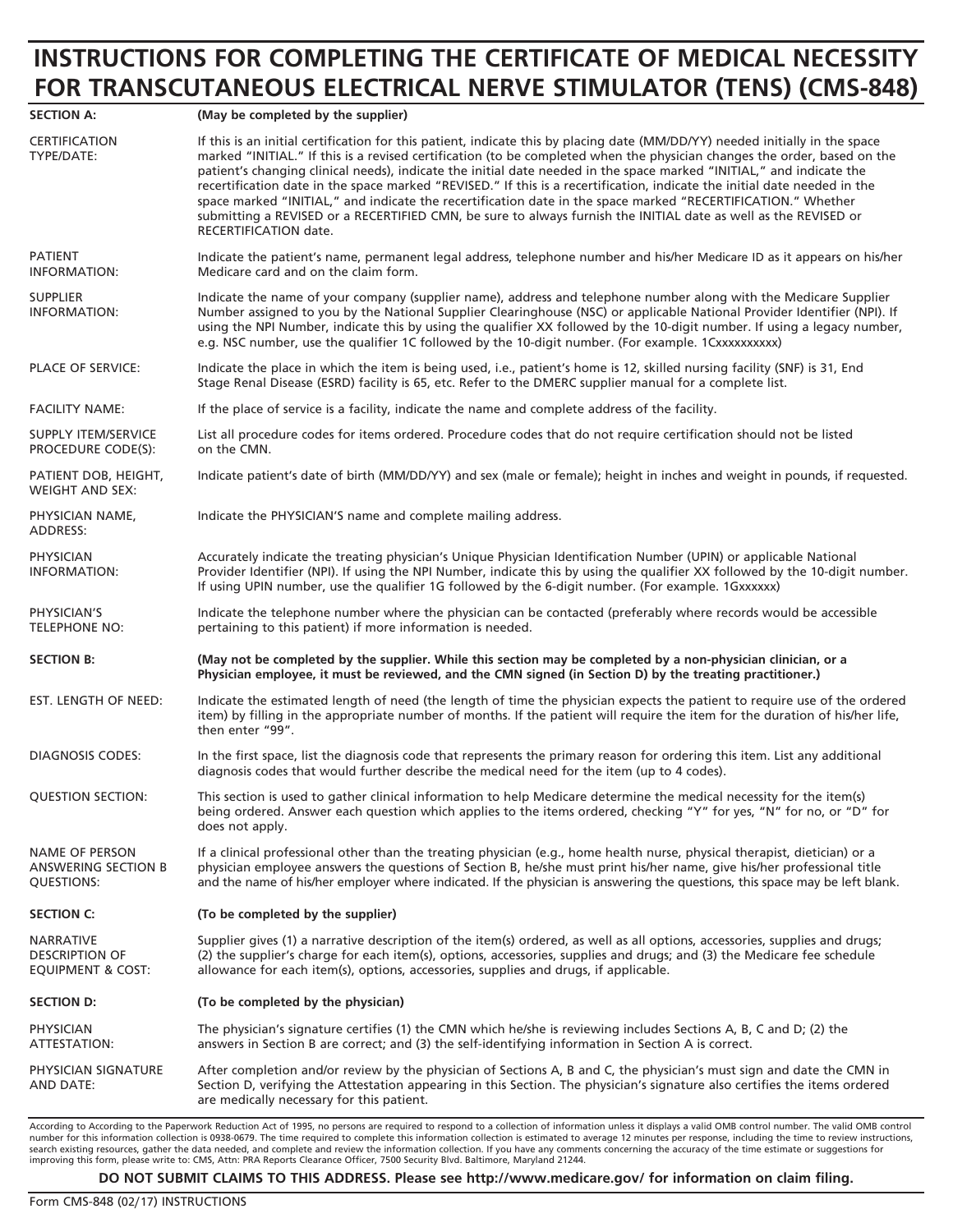# INSTRUCTIONS FOR COMPLETING THE CERTIFICATE OF MEDICAL NECESSITY FOR TRANSCUTANEOUS ELECTRICAL NERVE STIMULATOR (TENS) (CMS-848)

| | |
|---|---|
| **SECTION A:** | **(May be completed by the supplier)** |
| CERTIFICATION TYPE/DATE: | If this is an initial certification for this patient, indicate this by placing date (MM/DD/YY) needed initially in the space marked "INITIAL." If this is a revised certification (to be completed when the physician changes the order, based on the patient's changing clinical needs), indicate the initial date needed in the space marked "INITIAL," and indicate the recertification date in the space marked "REVISED." If this is a recertification, indicate the initial date needed in the space marked "INITIAL," and indicate the recertification date in the space marked "RECERTIFICATION." Whether submitting a REVISED or a RECERTIFIED CMN, be sure to always furnish the INITIAL date as well as the REVISED or RECERTIFICATION date. |
| PATIENT INFORMATION: | Indicate the patient's name, permanent legal address, telephone number and his/her Medicare ID as it appears on his/her Medicare card and on the claim form. |
| SUPPLIER INFORMATION: | Indicate the name of your company (supplier name), address and telephone number along with the Medicare Supplier Number assigned to you by the National Supplier Clearinghouse (NSC) or applicable National Provider Identifier (NPI). If using the NPI Number, indicate this by using the qualifier XX followed by the 10-digit number. If using a legacy number, e.g. NSC number, use the qualifier 1C followed by the 10-digit number. (For example. 1Cxxxxxxxxxx) |
| PLACE OF SERVICE: | Indicate the place in which the item is being used, i.e., patient's home is 12, skilled nursing facility (SNF) is 31, End Stage Renal Disease (ESRD) facility is 65, etc. Refer to the DMERC supplier manual for a complete list. |
| FACILITY NAME: | If the place of service is a facility, indicate the name and complete address of the facility. |
| SUPPLY ITEM/SERVICE PROCEDURE CODE(S): | List all procedure codes for items ordered. Procedure codes that do not require certification should not be listed on the CMN. |
| PATIENT DOB, HEIGHT, WEIGHT AND SEX: | Indicate patient's date of birth (MM/DD/YY) and sex (male or female); height in inches and weight in pounds, if requested. |
| PHYSICIAN NAME, ADDRESS: | Indicate the PHYSICIAN'S name and complete mailing address. |
| PHYSICIAN INFORMATION: | Accurately indicate the treating physician's Unique Physician Identification Number (UPIN) or applicable National Provider Identifier (NPI). If using the NPI Number, indicate this by using the qualifier XX followed by the 10-digit number. If using UPIN number, use the qualifier 1G followed by the 6-digit number. (For example. 1Gxxxxxx) |
| PHYSICIAN'S TELEPHONE NO: | Indicate the telephone number where the physician can be contacted (preferably where records would be accessible pertaining to this patient) if more information is needed. |
| **SECTION B:** | **(May not be completed by the supplier. While this section may be completed by a non-physician clinician, or a Physician employee, it must be reviewed, and the CMN signed (in Section D) by the treating practitioner.)** |
| EST. LENGTH OF NEED: | Indicate the estimated length of need (the length of time the physician expects the patient to require use of the ordered item) by filling in the appropriate number of months. If the patient will require the item for the duration of his/her life, then enter "99". |
| DIAGNOSIS CODES: | In the first space, list the diagnosis code that represents the primary reason for ordering this item. List any additional diagnosis codes that would further describe the medical need for the item (up to 4 codes). |
| QUESTION SECTION: | This section is used to gather clinical information to help Medicare determine the medical necessity for the item(s) being ordered. Answer each question which applies to the items ordered, checking "Y" for yes, "N" for no, or "D" for does not apply. |
| NAME OF PERSON ANSWERING SECTION B QUESTIONS: | If a clinical professional other than the treating physician (e.g., home health nurse, physical therapist, dietician) or a physician employee answers the questions of Section B, he/she must print his/her name, give his/her professional title and the name of his/her employer where indicated. If the physician is answering the questions, this space may be left blank. |
| **SECTION C:** | **(To be completed by the supplier)** |
| NARRATIVE DESCRIPTION OF EQUIPMENT & COST: | Supplier gives (1) a narrative description of the item(s) ordered, as well as all options, accessories, supplies and drugs; (2) the supplier's charge for each item(s), options, accessories, supplies and drugs; and (3) the Medicare fee schedule allowance for each item(s), options, accessories, supplies and drugs, if applicable. |
| **SECTION D:** | **(To be completed by the physician)** |
| PHYSICIAN ATTESTATION: | The physician's signature certifies (1) the CMN which he/she is reviewing includes Sections A, B, C and D; (2) the answers in Section B are correct; and (3) the self-identifying information in Section A is correct. |
| PHYSICIAN SIGNATURE AND DATE: | After completion and/or review by the physician of Sections A, B and C, the physician's must sign and date the CMN in Section D, verifying the Attestation appearing in this Section. The physician's signature also certifies the items ordered are medically necessary for this patient. |

According to According to the Paperwork Reduction Act of 1995, no persons are required to respond to a collection of information unless it displays a valid OMB control number. The valid OMB control number for this information collection is 0938-0679. The time required to complete this information collection is estimated to average 12 minutes per response, including the time to review instructions, search existing resources, gather the data needed, and complete and review the information collection. If you have any comments concerning the accuracy of the time estimate or suggestions for improving this form, please write to: CMS, Attn: PRA Reports Clearance Officer, 7500 Security Blvd. Baltimore, Maryland 21244.

**DO NOT SUBMIT CLAIMS TO THIS ADDRESS. Please see http://www.medicare.gov/ for information on claim filing.**

Form CMS-848 (02/17) INSTRUCTIONS